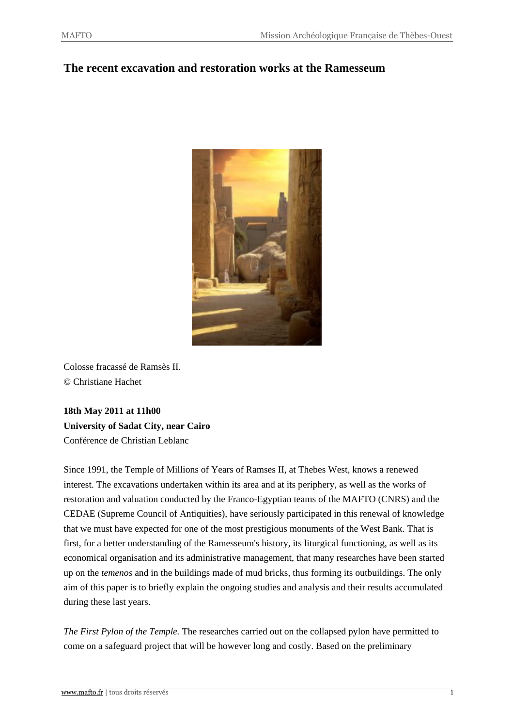# The recent excavation and restoration works at the Ramesseum

Colosse fracassé de Ramsès II.
© Christiane Hachet

**18th May 2011 at 11h00**
**University of Sadat City, near Cairo**
Conférence de Christian Leblanc

Since 1991, the Temple of Millions of Years of Ramses II, at Thebes West, knows a renewed interest. The excavations undertaken within its area and at its periphery, as well as the works of restoration and valuation conducted by the Franco-Egyptian teams of the MAFTO (CNRS) and the CEDAE (Supreme Council of Antiquities), have seriously participated in this renewal of knowledge that we must have expected for one of the most prestigious monuments of the West Bank. That is first, for a better understanding of the Ramesseum's history, its liturgical functioning, as well as its economical organisation and its administrative management, that many researches have been started up on the *temenos* and in the buildings made of mud bricks, thus forming its outbuildings. The only aim of this paper is to briefly explain the ongoing studies and analysis and their results accumulated during these last years.

*The First Pylon of the Temple.* The researches carried out on the collapsed pylon have permitted to come on a safeguard project that will be however long and costly. Based on the preliminary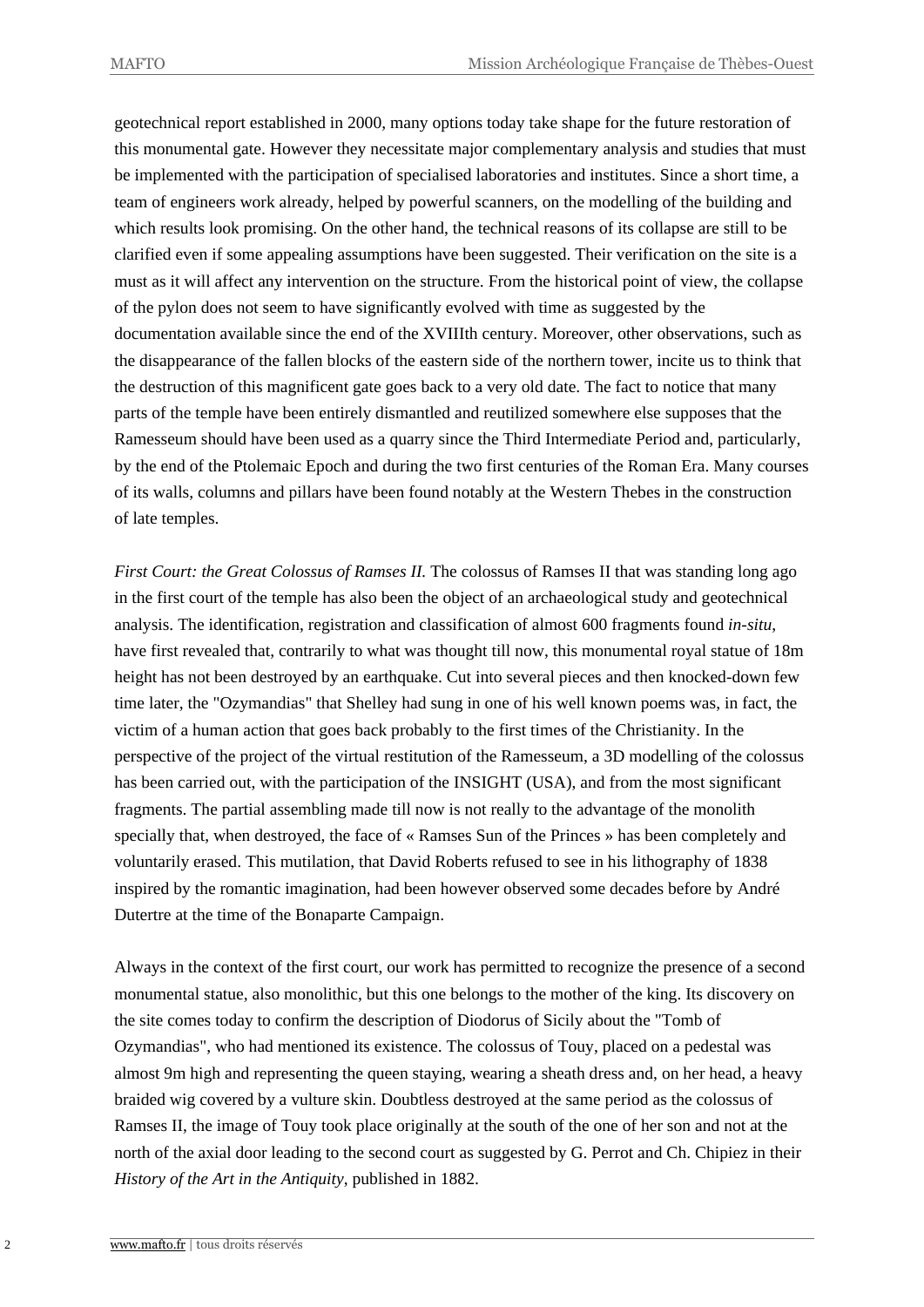geotechnical report established in 2000, many options today take shape for the future restoration of this monumental gate. However they necessitate major complementary analysis and studies that must be implemented with the participation of specialised laboratories and institutes. Since a short time, a team of engineers work already, helped by powerful scanners, on the modelling of the building and which results look promising. On the other hand, the technical reasons of its collapse are still to be clarified even if some appealing assumptions have been suggested. Their verification on the site is a must as it will affect any intervention on the structure. From the historical point of view, the collapse of the pylon does not seem to have significantly evolved with time as suggested by the documentation available since the end of the XVIIIth century. Moreover, other observations, such as the disappearance of the fallen blocks of the eastern side of the northern tower, incite us to think that the destruction of this magnificent gate goes back to a very old date. The fact to notice that many parts of the temple have been entirely dismantled and reutilized somewhere else supposes that the Ramesseum should have been used as a quarry since the Third Intermediate Period and, particularly, by the end of the Ptolemaic Epoch and during the two first centuries of the Roman Era. Many courses of its walls, columns and pillars have been found notably at the Western Thebes in the construction of late temples.

*First Court: the Great Colossus of Ramses II.* The colossus of Ramses II that was standing long ago in the first court of the temple has also been the object of an archaeological study and geotechnical analysis. The identification, registration and classification of almost 600 fragments found *in-situ*, have first revealed that, contrarily to what was thought till now, this monumental royal statue of 18m height has not been destroyed by an earthquake. Cut into several pieces and then knocked-down few time later, the "Ozymandias" that Shelley had sung in one of his well known poems was, in fact, the victim of a human action that goes back probably to the first times of the Christianity. In the perspective of the project of the virtual restitution of the Ramesseum, a 3D modelling of the colossus has been carried out, with the participation of the INSIGHT (USA), and from the most significant fragments. The partial assembling made till now is not really to the advantage of the monolith specially that, when destroyed, the face of « Ramses Sun of the Princes » has been completely and voluntarily erased. This mutilation, that David Roberts refused to see in his lithography of 1838 inspired by the romantic imagination, had been however observed some decades before by André Dutertre at the time of the Bonaparte Campaign.

Always in the context of the first court, our work has permitted to recognize the presence of a second monumental statue, also monolithic, but this one belongs to the mother of the king. Its discovery on the site comes today to confirm the description of Diodorus of Sicily about the "Tomb of Ozymandias", who had mentioned its existence. The colossus of Touy, placed on a pedestal was almost 9m high and representing the queen staying, wearing a sheath dress and, on her head, a heavy braided wig covered by a vulture skin. Doubtless destroyed at the same period as the colossus of Ramses II, the image of Touy took place originally at the south of the one of her son and not at the north of the axial door leading to the second court as suggested by G. Perrot and Ch. Chipiez in their *History of the Art in the Antiquity*, published in 1882.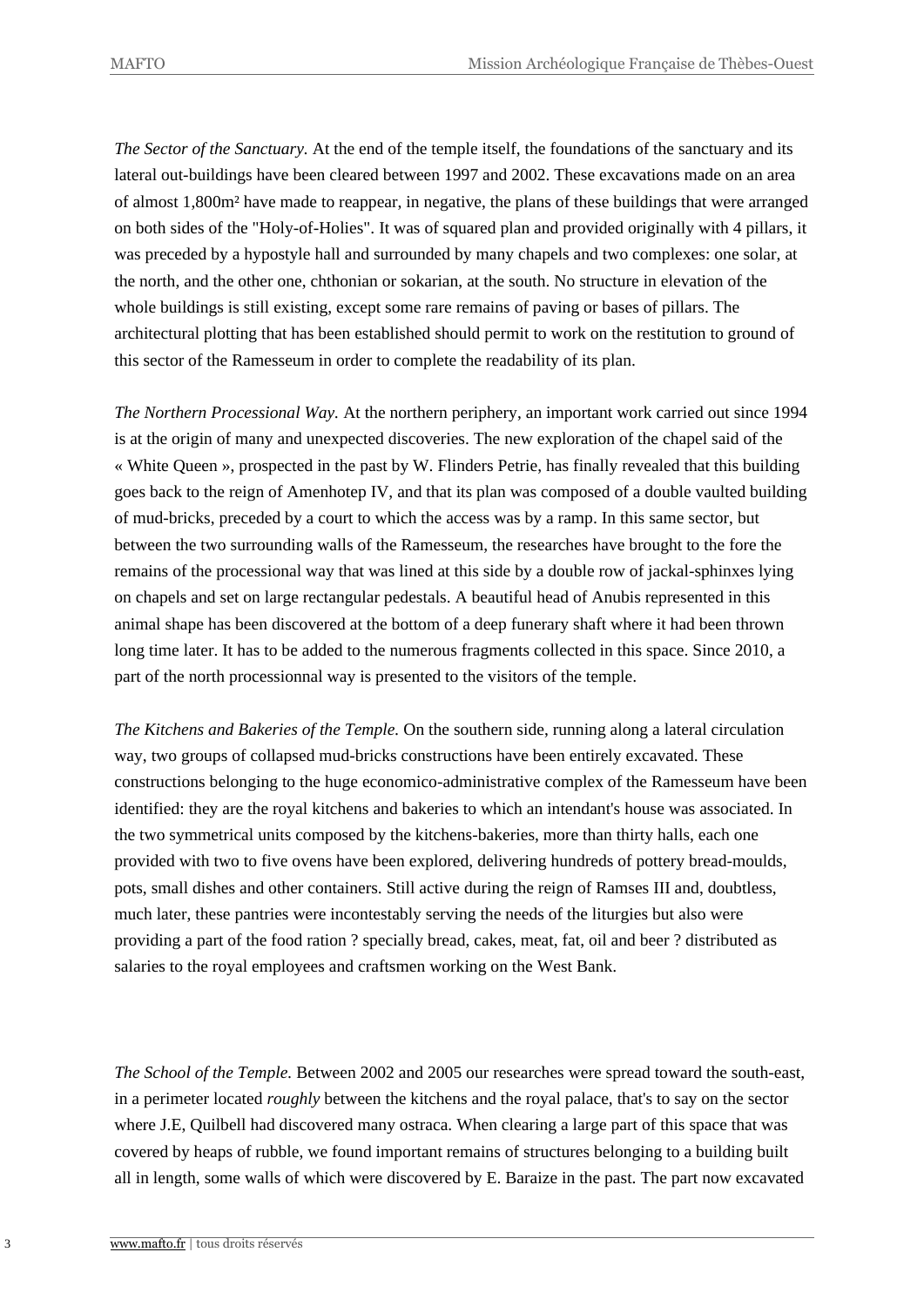*The Sector of the Sanctuary.* At the end of the temple itself, the foundations of the sanctuary and its lateral out-buildings have been cleared between 1997 and 2002. These excavations made on an area of almost 1,800m² have made to reappear, in negative, the plans of these buildings that were arranged on both sides of the "Holy-of-Holies". It was of squared plan and provided originally with 4 pillars, it was preceded by a hypostyle hall and surrounded by many chapels and two complexes: one solar, at the north, and the other one, chthonian or sokarian, at the south. No structure in elevation of the whole buildings is still existing, except some rare remains of paving or bases of pillars. The architectural plotting that has been established should permit to work on the restitution to ground of this sector of the Ramesseum in order to complete the readability of its plan.

*The Northern Processional Way.* At the northern periphery, an important work carried out since 1994 is at the origin of many and unexpected discoveries. The new exploration of the chapel said of the « White Queen », prospected in the past by W. Flinders Petrie, has finally revealed that this building goes back to the reign of Amenhotep IV, and that its plan was composed of a double vaulted building of mud-bricks, preceded by a court to which the access was by a ramp. In this same sector, but between the two surrounding walls of the Ramesseum, the researches have brought to the fore the remains of the processional way that was lined at this side by a double row of jackal-sphinxes lying on chapels and set on large rectangular pedestals. A beautiful head of Anubis represented in this animal shape has been discovered at the bottom of a deep funerary shaft where it had been thrown long time later. It has to be added to the numerous fragments collected in this space. Since 2010, a part of the north processionnal way is presented to the visitors of the temple.

*The Kitchens and Bakeries of the Temple.* On the southern side, running along a lateral circulation way, two groups of collapsed mud-bricks constructions have been entirely excavated. These constructions belonging to the huge economico-administrative complex of the Ramesseum have been identified: they are the royal kitchens and bakeries to which an intendant's house was associated. In the two symmetrical units composed by the kitchens-bakeries, more than thirty halls, each one provided with two to five ovens have been explored, delivering hundreds of pottery bread-moulds, pots, small dishes and other containers. Still active during the reign of Ramses III and, doubtless, much later, these pantries were incontestably serving the needs of the liturgies but also were providing a part of the food ration ? specially bread, cakes, meat, fat, oil and beer ? distributed as salaries to the royal employees and craftsmen working on the West Bank.

*The School of the Temple.* Between 2002 and 2005 our researches were spread toward the south-east, in a perimeter located *roughly* between the kitchens and the royal palace, that's to say on the sector where J.E, Quilbell had discovered many ostraca. When clearing a large part of this space that was covered by heaps of rubble, we found important remains of structures belonging to a building built all in length, some walls of which were discovered by E. Baraize in the past. The part now excavated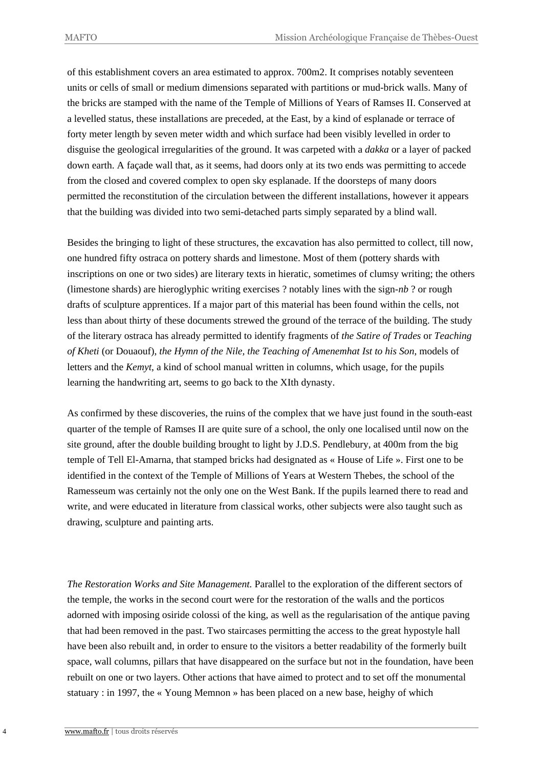of this establishment covers an area estimated to approx. 700m2. It comprises notably seventeen units or cells of small or medium dimensions separated with partitions or mud-brick walls. Many of the bricks are stamped with the name of the Temple of Millions of Years of Ramses II. Conserved at a levelled status, these installations are preceded, at the East, by a kind of esplanade or terrace of forty meter length by seven meter width and which surface had been visibly levelled in order to disguise the geological irregularities of the ground. It was carpeted with a *dakka* or a layer of packed down earth. A façade wall that, as it seems, had doors only at its two ends was permitting to accede from the closed and covered complex to open sky esplanade. If the doorsteps of many doors permitted the reconstitution of the circulation between the different installations, however it appears that the building was divided into two semi-detached parts simply separated by a blind wall.

Besides the bringing to light of these structures, the excavation has also permitted to collect, till now, one hundred fifty ostraca on pottery shards and limestone. Most of them (pottery shards with inscriptions on one or two sides) are literary texts in hieratic, sometimes of clumsy writing; the others (limestone shards) are hieroglyphic writing exercises ? notably lines with the sign-*nb* ? or rough drafts of sculpture apprentices. If a major part of this material has been found within the cells, not less than about thirty of these documents strewed the ground of the terrace of the building. The study of the literary ostraca has already permitted to identify fragments of *the Satire of Trades* or *Teaching of Kheti* (or Douaouf), *the Hymn of the Nile, the Teaching of Amenemhat Ist to his Son*, models of letters and the *Kemyt*, a kind of school manual written in columns, which usage, for the pupils learning the handwriting art, seems to go back to the XIth dynasty.

As confirmed by these discoveries, the ruins of the complex that we have just found in the south-east quarter of the temple of Ramses II are quite sure of a school, the only one localised until now on the site ground, after the double building brought to light by J.D.S. Pendlebury, at 400m from the big temple of Tell El-Amarna, that stamped bricks had designated as « House of Life ». First one to be identified in the context of the Temple of Millions of Years at Western Thebes, the school of the Ramesseum was certainly not the only one on the West Bank. If the pupils learned there to read and write, and were educated in literature from classical works, other subjects were also taught such as drawing, sculpture and painting arts.

*The Restoration Works and Site Management.* Parallel to the exploration of the different sectors of the temple, the works in the second court were for the restoration of the walls and the porticos adorned with imposing osiride colossi of the king, as well as the regularisation of the antique paving that had been removed in the past. Two staircases permitting the access to the great hypostyle hall have been also rebuilt and, in order to ensure to the visitors a better readability of the formerly built space, wall columns, pillars that have disappeared on the surface but not in the foundation, have been rebuilt on one or two layers. Other actions that have aimed to protect and to set off the monumental statuary : in 1997, the « Young Memnon » has been placed on a new base, heighy of which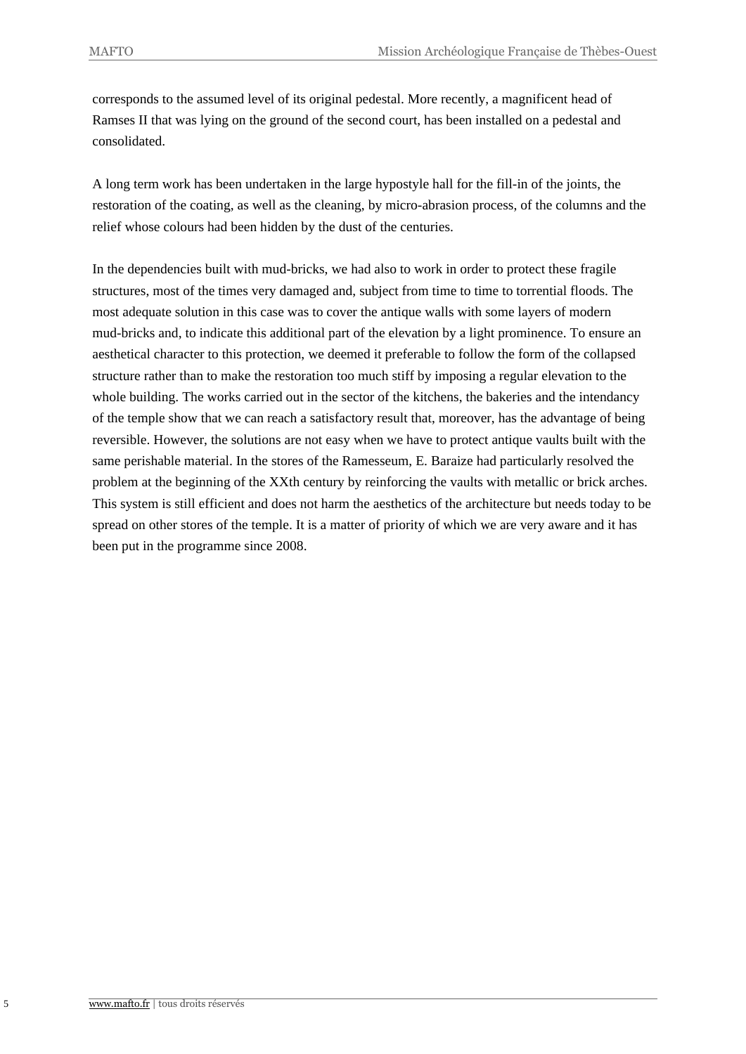corresponds to the assumed level of its original pedestal. More recently, a magnificent head of Ramses II that was lying on the ground of the second court, has been installed on a pedestal and consolidated.

A long term work has been undertaken in the large hypostyle hall for the fill-in of the joints, the restoration of the coating, as well as the cleaning, by micro-abrasion process, of the columns and the relief whose colours had been hidden by the dust of the centuries.

In the dependencies built with mud-bricks, we had also to work in order to protect these fragile structures, most of the times very damaged and, subject from time to time to torrential floods. The most adequate solution in this case was to cover the antique walls with some layers of modern mud-bricks and, to indicate this additional part of the elevation by a light prominence. To ensure an aesthetical character to this protection, we deemed it preferable to follow the form of the collapsed structure rather than to make the restoration too much stiff by imposing a regular elevation to the whole building. The works carried out in the sector of the kitchens, the bakeries and the intendancy of the temple show that we can reach a satisfactory result that, moreover, has the advantage of being reversible. However, the solutions are not easy when we have to protect antique vaults built with the same perishable material. In the stores of the Ramesseum, E. Baraize had particularly resolved the problem at the beginning of the XXth century by reinforcing the vaults with metallic or brick arches. This system is still efficient and does not harm the aesthetics of the architecture but needs today to be spread on other stores of the temple. It is a matter of priority of which we are very aware and it has been put in the programme since 2008.